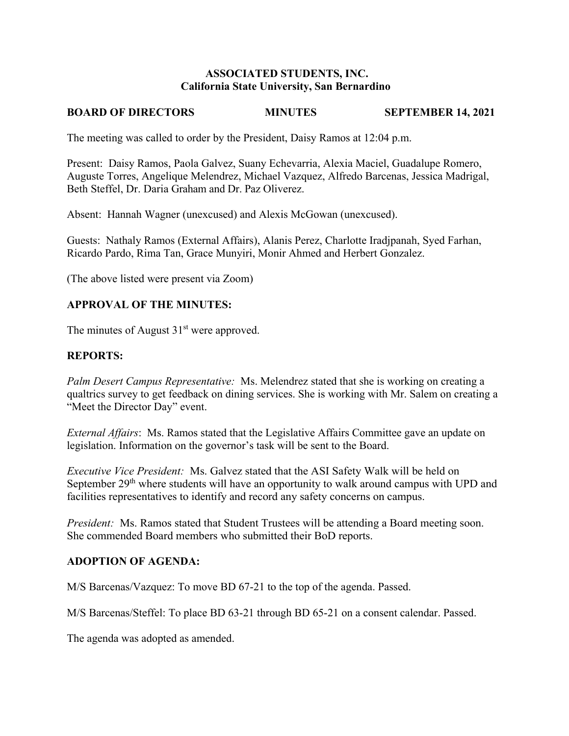**ASSOCIATED STUDENTS, INC.**
**California State University, San Bernardino**

**BOARD OF DIRECTORS MINUTES SEPTEMBER 14, 2021**

The meeting was called to order by the President, Daisy Ramos at 12:04 p.m.

Present: Daisy Ramos, Paola Galvez, Suany Echevarria, Alexia Maciel, Guadalupe Romero, Auguste Torres, Angelique Melendrez, Michael Vazquez, Alfredo Barcenas, Jessica Madrigal, Beth Steffel, Dr. Daria Graham and Dr. Paz Oliverez.

Absent: Hannah Wagner (unexcused) and Alexis McGowan (unexcused).

Guests: Nathaly Ramos (External Affairs), Alanis Perez, Charlotte Iradjpanah, Syed Farhan, Ricardo Pardo, Rima Tan, Grace Munyiri, Monir Ahmed and Herbert Gonzalez.

(The above listed were present via Zoom)

## APPROVAL OF THE MINUTES:

The minutes of August 31st were approved.

## REPORTS:

*Palm Desert Campus Representative:* Ms. Melendrez stated that she is working on creating a qualtrics survey to get feedback on dining services. She is working with Mr. Salem on creating a "Meet the Director Day" event.

*External Affairs*: Ms. Ramos stated that the Legislative Affairs Committee gave an update on legislation. Information on the governor's task will be sent to the Board.

*Executive Vice President:* Ms. Galvez stated that the ASI Safety Walk will be held on September 29th where students will have an opportunity to walk around campus with UPD and facilities representatives to identify and record any safety concerns on campus.

*President:* Ms. Ramos stated that Student Trustees will be attending a Board meeting soon. She commended Board members who submitted their BoD reports.

## ADOPTION OF AGENDA:

M/S Barcenas/Vazquez: To move BD 67-21 to the top of the agenda. Passed.

M/S Barcenas/Steffel: To place BD 63-21 through BD 65-21 on a consent calendar. Passed.

The agenda was adopted as amended.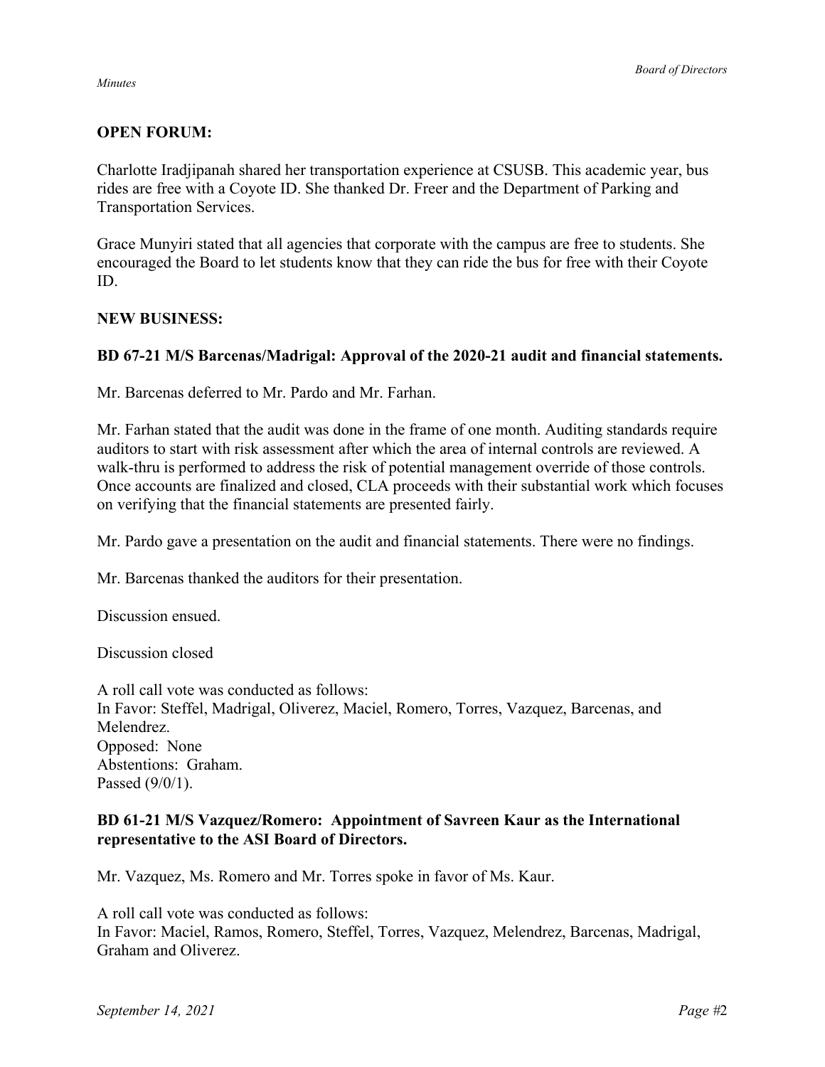**OPEN FORUM:**

Charlotte Iradjipanah shared her transportation experience at CSUSB. This academic year, bus rides are free with a Coyote ID. She thanked Dr. Freer and the Department of Parking and Transportation Services.

Grace Munyiri stated that all agencies that corporate with the campus are free to students. She encouraged the Board to let students know that they can ride the bus for free with their Coyote ID.

**NEW BUSINESS:**

**BD 67-21 M/S Barcenas/Madrigal: Approval of the 2020-21 audit and financial statements.**

Mr. Barcenas deferred to Mr. Pardo and Mr. Farhan.

Mr. Farhan stated that the audit was done in the frame of one month. Auditing standards require auditors to start with risk assessment after which the area of internal controls are reviewed. A walk-thru is performed to address the risk of potential management override of those controls. Once accounts are finalized and closed, CLA proceeds with their substantial work which focuses on verifying that the financial statements are presented fairly.

Mr. Pardo gave a presentation on the audit and financial statements. There were no findings.

Mr. Barcenas thanked the auditors for their presentation.

Discussion ensued.

Discussion closed

A roll call vote was conducted as follows:
In Favor: Steffel, Madrigal, Oliverez, Maciel, Romero, Torres, Vazquez, Barcenas, and Melendrez.
Opposed: None
Abstentions: Graham.
Passed (9/0/1).

**BD 61-21 M/S Vazquez/Romero: Appointment of Savreen Kaur as the International representative to the ASI Board of Directors.**

Mr. Vazquez, Ms. Romero and Mr. Torres spoke in favor of Ms. Kaur.

A roll call vote was conducted as follows:
In Favor: Maciel, Ramos, Romero, Steffel, Torres, Vazquez, Melendrez, Barcenas, Madrigal, Graham and Oliverez.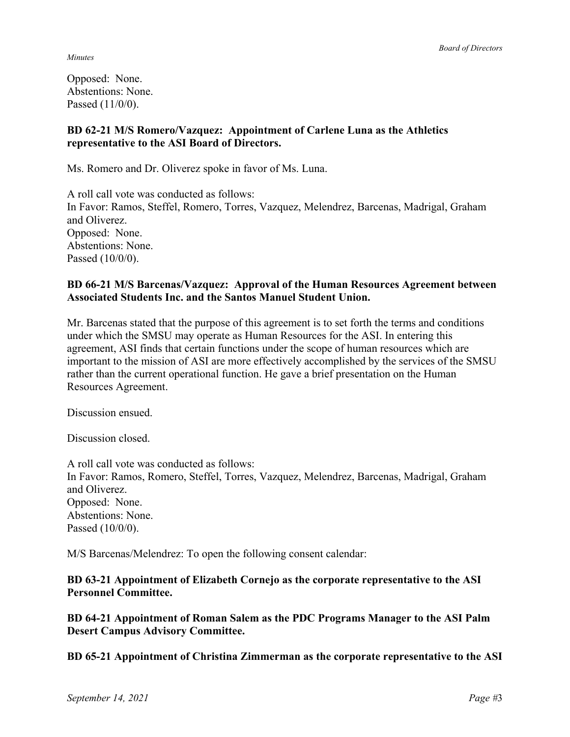Opposed: None.
Abstentions: None.
Passed (11/0/0).

**BD 62-21 M/S Romero/Vazquez: Appointment of Carlene Luna as the Athletics representative to the ASI Board of Directors.**

Ms. Romero and Dr. Oliverez spoke in favor of Ms. Luna.

A roll call vote was conducted as follows:
In Favor: Ramos, Steffel, Romero, Torres, Vazquez, Melendrez, Barcenas, Madrigal, Graham and Oliverez.
Opposed: None.
Abstentions: None.
Passed (10/0/0).

**BD 66-21 M/S Barcenas/Vazquez: Approval of the Human Resources Agreement between Associated Students Inc. and the Santos Manuel Student Union.**

Mr. Barcenas stated that the purpose of this agreement is to set forth the terms and conditions under which the SMSU may operate as Human Resources for the ASI. In entering this agreement, ASI finds that certain functions under the scope of human resources which are important to the mission of ASI are more effectively accomplished by the services of the SMSU rather than the current operational function. He gave a brief presentation on the Human Resources Agreement.

Discussion ensued.

Discussion closed.

A roll call vote was conducted as follows:
In Favor: Ramos, Romero, Steffel, Torres, Vazquez, Melendrez, Barcenas, Madrigal, Graham and Oliverez.
Opposed: None.
Abstentions: None.
Passed (10/0/0).

M/S Barcenas/Melendrez: To open the following consent calendar:

**BD 63-21 Appointment of Elizabeth Cornejo as the corporate representative to the ASI Personnel Committee.**

**BD 64-21 Appointment of Roman Salem as the PDC Programs Manager to the ASI Palm Desert Campus Advisory Committee.**

**BD 65-21 Appointment of Christina Zimmerman as the corporate representative to the ASI**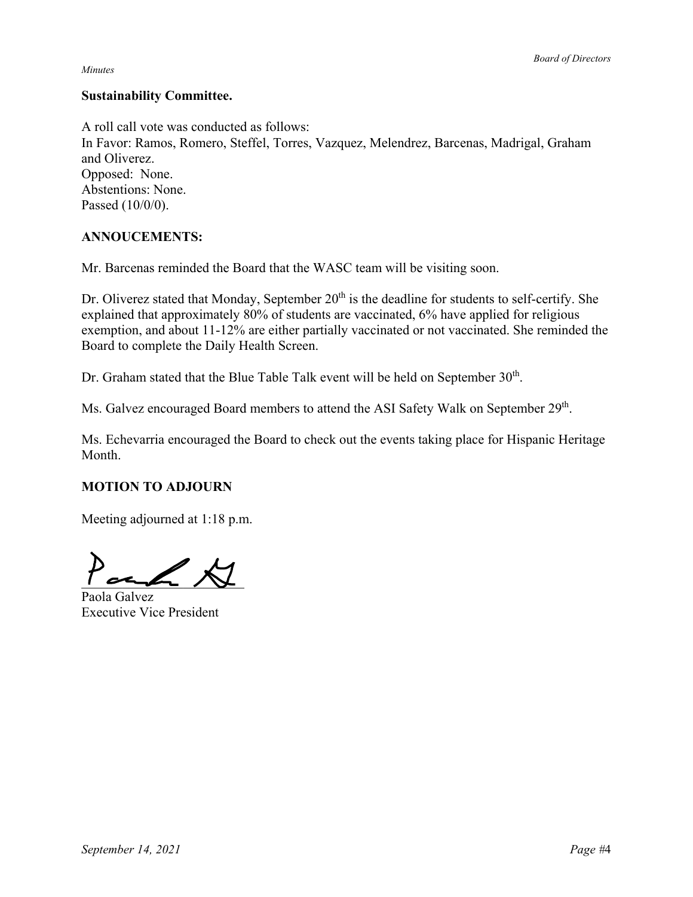**Sustainability Committee.**

A roll call vote was conducted as follows:
In Favor: Ramos, Romero, Steffel, Torres, Vazquez, Melendrez, Barcenas, Madrigal, Graham and Oliverez.
Opposed: None.
Abstentions: None.
Passed (10/0/0).

**ANNOUCEMENTS:**

Mr. Barcenas reminded the Board that the WASC team will be visiting soon.

Dr. Oliverez stated that Monday, September 20th is the deadline for students to self-certify. She explained that approximately 80% of students are vaccinated, 6% have applied for religious exemption, and about 11-12% are either partially vaccinated or not vaccinated. She reminded the Board to complete the Daily Health Screen.

Dr. Graham stated that the Blue Table Talk event will be held on September 30th.

Ms. Galvez encouraged Board members to attend the ASI Safety Walk on September 29th.

Ms. Echevarria encouraged the Board to check out the events taking place for Hispanic Heritage Month.

**MOTION TO ADJOURN**

Meeting adjourned at 1:18 p.m.

Paola Galvez
Executive Vice President